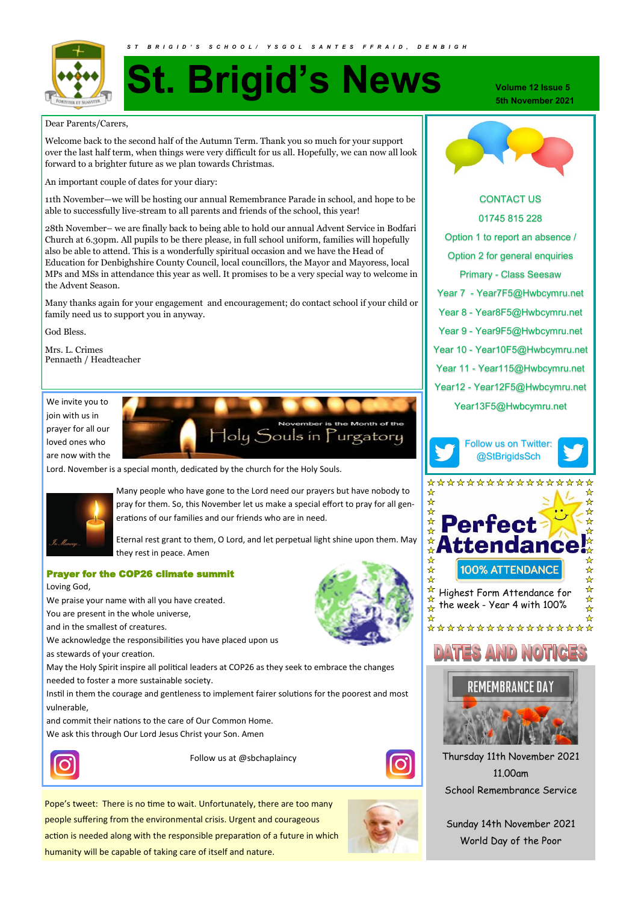ST BRIGID'S SCHOOL/ YSGOL SANTES FFRAID, DENBIGH

# St. Brigid's News

**Volume 12 Issue 5**
**5th November 2021**

Dear Parents/Carers,

Welcome back to the second half of the Autumn Term. Thank you so much for your support over the last half term, when things were very difficult for us all. Hopefully, we can now all look forward to a brighter future as we plan towards Christmas.

An important couple of dates for your diary:

11th November—we will be hosting our annual Remembrance Parade in school, and hope to be able to successfully live-stream to all parents and friends of the school, this year!

28th November– we are finally back to being able to hold our annual Advent Service in Bodfari Church at 6.30pm. All pupils to be there please, in full school uniform, families will hopefully also be able to attend. This is a wonderfully spiritual occasion and we have the Head of Education for Denbighshire County Council, local councillors, the Mayor and Mayoress, local MPs and MSs in attendance this year as well. It promises to be a very special way to welcome in the Advent Season.

Many thanks again for your engagement and encouragement; do contact school if your child or family need us to support you in anyway.

God Bless.

Mrs. L. Crimes
Pennaeth / Headteacher

We invite you to join with us in prayer for all our loved ones who are now with the Lord. November is a special month, dedicated by the church for the Holy Souls.

November is the Month of the Holy Souls in Purgatory

Many people who have gone to the Lord need our prayers but have nobody to pray for them. So, this November let us make a special effort to pray for all generations of our families and our friends who are in need.

Eternal rest grant to them, O Lord, and let perpetual light shine upon them. May they rest in peace. Amen

### Prayer for the COP26 climate summit

Loving God,
We praise your name with all you have created.
You are present in the whole universe,
and in the smallest of creatures.
We acknowledge the responsibilities you have placed upon us
as stewards of your creation.
May the Holy Spirit inspire all political leaders at COP26 as they seek to embrace the changes needed to foster a more sustainable society.
Instil in them the courage and gentleness to implement fairer solutions for the poorest and most vulnerable,
and commit their nations to the care of Our Common Home.
We ask this through Our Lord Jesus Christ your Son. Amen

Follow us at @sbchaplaincy

Pope's tweet: There is no time to wait. Unfortunately, there are too many people suffering from the environmental crisis. Urgent and courageous action is needed along with the responsible preparation of a future in which humanity will be capable of taking care of itself and nature.

## CONTACT US

01745 815 228
Option 1 to report an absence /
Option 2 for general enquiries
Primary - Class Seesaw
Year 7 - Year7F5@Hwbcymru.net
Year 8 - Year8F5@Hwbcymru.net
Year 9 - Year9F5@Hwbcymru.net
Year 10 - Year10F5@Hwbcymru.net
Year 11 - Year115@Hwbcymru.net
Year12 - Year12F5@Hwbcymru.net
Year13F5@Hwbcymru.net

Follow us on Twitter: @StBrigidsSch

## Perfect Attendance!

100% ATTENDANCE

Highest Form Attendance for the week - Year 4 with 100%

## DATES AND NOTICES

REMEMBRANCE DAY

Thursday 11th November 2021
11.00am
School Remembrance Service

Sunday 14th November 2021
World Day of the Poor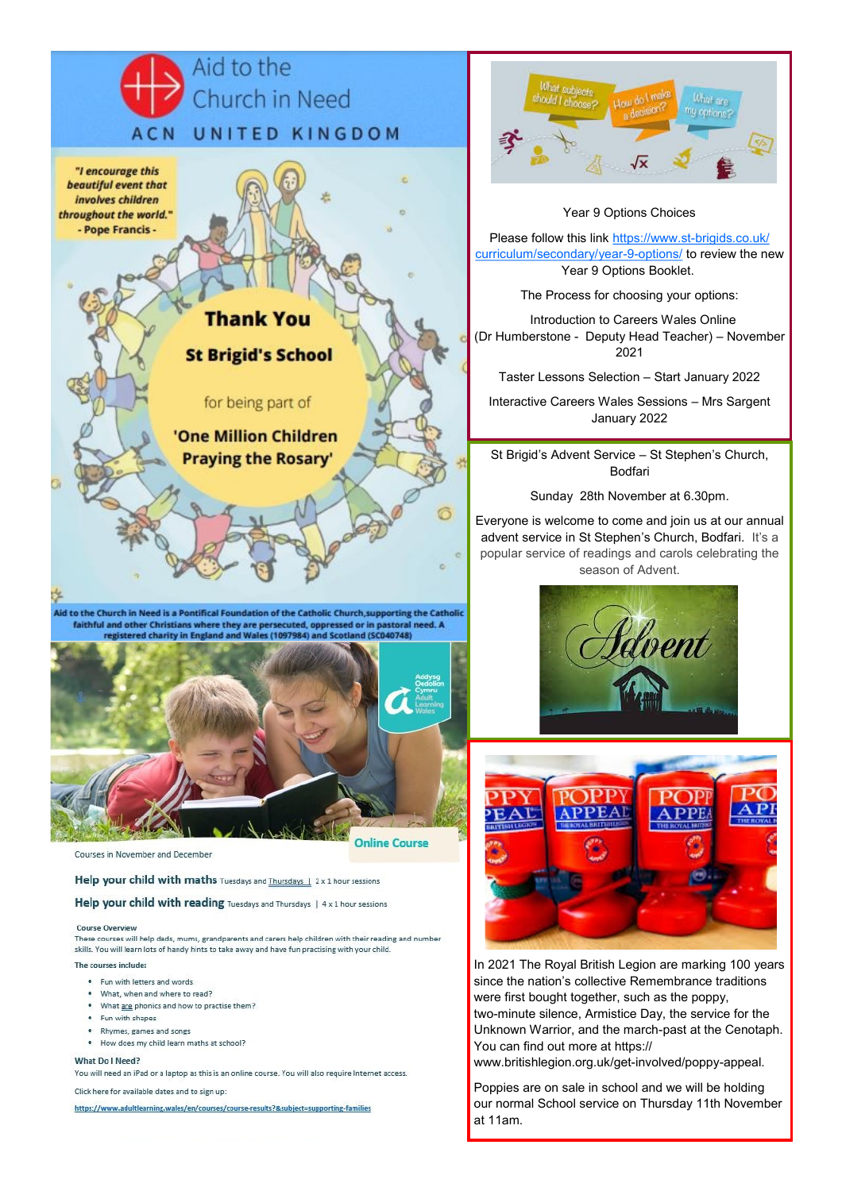# Aid to the Church in Need

ACN UNITED KINGDOM

*"I encourage this beautiful event that involves children throughout the world."* - Pope Francis -

## Thank You

## St Brigid's School

for being part of

## 'One Million Children Praying the Rosary'

Aid to the Church in Need is a Pontifical Foundation of the Catholic Church,supporting the Catholic faithful and other Christians where they are persecuted, oppressed or in pastoral need. A registered charity in England and Wales (1097984) and Scotland (SC040748)

Addysg Oedolion Cymru Adult Learning Wales

**Online Course**

Courses in November and December

**Help your child with maths** Tuesdays and Thursdays | 2 x 1 hour sessions

**Help your child with reading** Tuesdays and Thursdays | 4 x 1 hour sessions

**Course Overview**

These courses will help dads, mums, grandparents and carers help children with their reading and number skills. You will learn lots of handy hints to take away and have fun practising with your child.

**The courses include:**

- Fun with letters and words
- What, when and where to read?
- What are phonics and how to practise them?
- Fun with shapes
- Rhymes, games and songs
- How does my child learn maths at school?

**What Do I Need?**

You will need an iPad or a laptop as this is an online course. You will also require Internet access.

Click here for available dates and to sign up:

https://www.adultlearning.wales/en/courses/course-results?&subject=supporting-families

What subjects should I choose? How do I make a decision? What are my options?

Year 9 Options Choices

Please follow this link https://www.st-brigids.co.uk/curriculum/secondary/year-9-options/ to review the new Year 9 Options Booklet.

The Process for choosing your options:

Introduction to Careers Wales Online (Dr Humberstone - Deputy Head Teacher) – November 2021

Taster Lessons Selection – Start January 2022

Interactive Careers Wales Sessions – Mrs Sargent January 2022

St Brigid's Advent Service – St Stephen's Church, Bodfari

Sunday 28th November at 6.30pm.

Everyone is welcome to come and join us at our annual advent service in St Stephen's Church, Bodfari. It's a popular service of readings and carols celebrating the season of Advent.

Advent

POPPY APPEAL

In 2021 The Royal British Legion are marking 100 years since the nation's collective Remembrance traditions were first bought together, such as the poppy, two-minute silence, Armistice Day, the service for the Unknown Warrior, and the march-past at the Cenotaph. You can find out more at https://www.britishlegion.org.uk/get-involved/poppy-appeal.

Poppies are on sale in school and we will be holding our normal School service on Thursday 11th November at 11am.